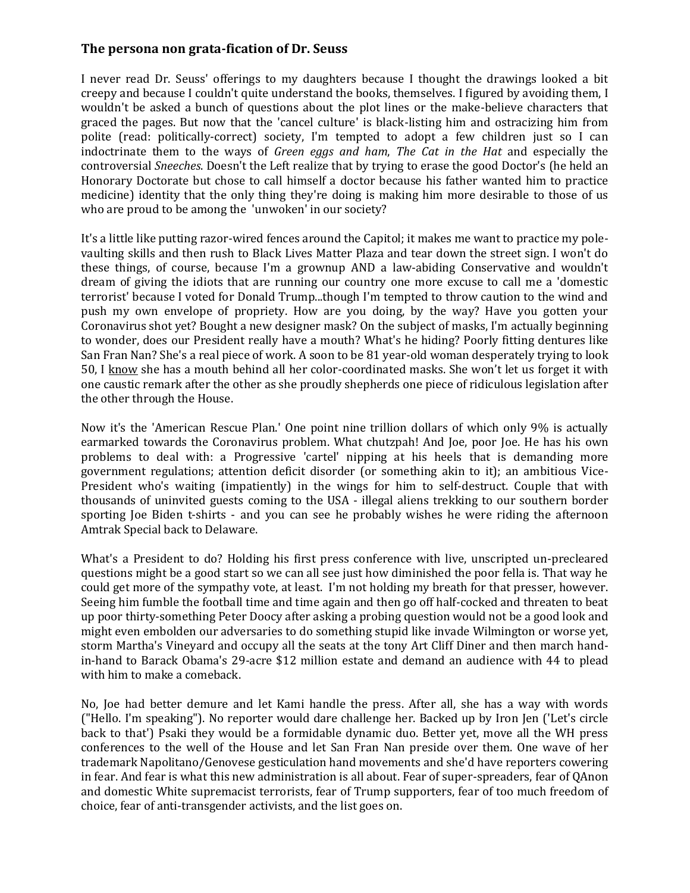### The persona non grata-fication of Dr. Seuss

I never read Dr. Seuss' offerings to my daughters because I thought the drawings looked a bit creepy and because I couldn't quite understand the books, themselves. I figured by avoiding them, I wouldn't be asked a bunch of questions about the plot lines or the make-believe characters that graced the pages. But now that the 'cancel culture' is black-listing him and ostracizing him from polite (read: politically-correct) society, I'm tempted to adopt a few children just so I can indoctrinate them to the ways of *Green eggs and ham*, *The Cat in the Hat* and especially the controversial *Sneeches*. Doesn't the Left realize that by trying to erase the good Doctor's (he held an Honorary Doctorate but chose to call himself a doctor because his father wanted him to practice medicine) identity that the only thing they're doing is making him more desirable to those of us who are proud to be among the 'unwoken' in our society?

It's a little like putting razor-wired fences around the Capitol; it makes me want to practice my pole-vaulting skills and then rush to Black Lives Matter Plaza and tear down the street sign. I won't do these things, of course, because I'm a grownup AND a law-abiding Conservative and wouldn't dream of giving the idiots that are running our country one more excuse to call me a 'domestic terrorist' because I voted for Donald Trump...though I'm tempted to throw caution to the wind and push my own envelope of propriety. How are you doing, by the way? Have you gotten your Coronavirus shot yet? Bought a new designer mask? On the subject of masks, I'm actually beginning to wonder, does our President really have a mouth? What's he hiding? Poorly fitting dentures like San Fran Nan? She's a real piece of work. A soon to be 81 year-old woman desperately trying to look 50, I <u>know</u> she has a mouth behind all her color-coordinated masks. She won't let us forget it with one caustic remark after the other as she proudly shepherds one piece of ridiculous legislation after the other through the House.

Now it's the 'American Rescue Plan.' One point nine trillion dollars of which only 9% is actually earmarked towards the Coronavirus problem. What chutzpah! And Joe, poor Joe. He has his own problems to deal with: a Progressive 'cartel' nipping at his heels that is demanding more government regulations; attention deficit disorder (or something akin to it); an ambitious Vice-President who's waiting (impatiently) in the wings for him to self-destruct. Couple that with thousands of uninvited guests coming to the USA - illegal aliens trekking to our southern border sporting Joe Biden t-shirts - and you can see he probably wishes he were riding the afternoon Amtrak Special back to Delaware.

What's a President to do? Holding his first press conference with live, unscripted un-precleared questions might be a good start so we can all see just how diminished the poor fella is. That way he could get more of the sympathy vote, at least. I'm not holding my breath for that presser, however. Seeing him fumble the football time and time again and then go off half-cocked and threaten to beat up poor thirty-something Peter Doocy after asking a probing question would not be a good look and might even embolden our adversaries to do something stupid like invade Wilmington or worse yet, storm Martha's Vineyard and occupy all the seats at the tony Art Cliff Diner and then march hand-in-hand to Barack Obama's 29-acre $12 million estate and demand an audience with 44 to plead with him to make a comeback.

No, Joe had better demure and let Kami handle the press. After all, she has a way with words ("Hello. I'm speaking"). No reporter would dare challenge her. Backed up by Iron Jen ('Let's circle back to that') Psaki they would be a formidable dynamic duo. Better yet, move all the WH press conferences to the well of the House and let San Fran Nan preside over them. One wave of her trademark Napolitano/Genovese gesticulation hand movements and she'd have reporters cowering in fear. And fear is what this new administration is all about. Fear of super-spreaders, fear of QAnon and domestic White supremacist terrorists, fear of Trump supporters, fear of too much freedom of choice, fear of anti-transgender activists, and the list goes on.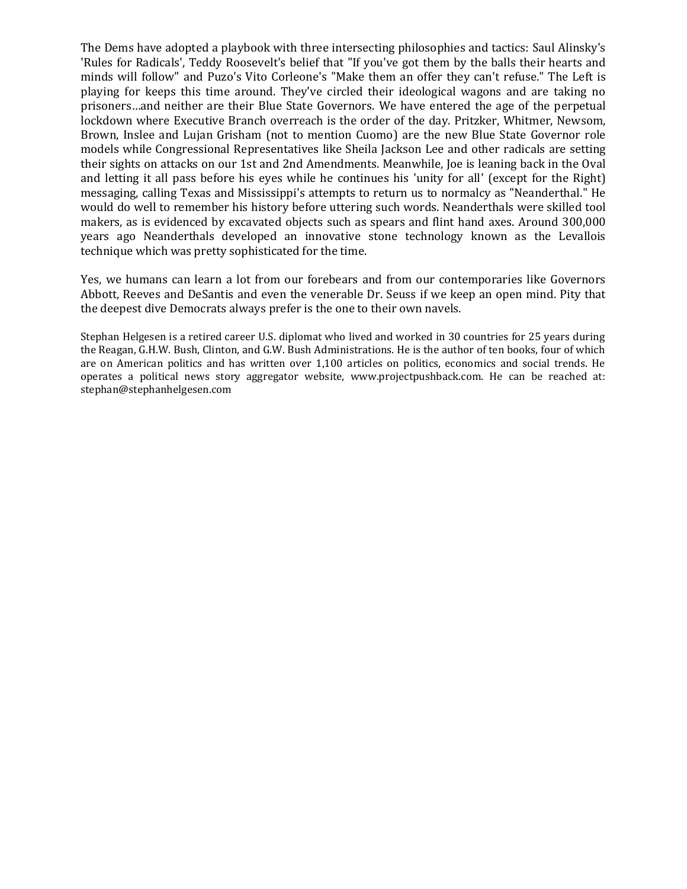The Dems have adopted a playbook with three intersecting philosophies and tactics: Saul Alinsky's 'Rules for Radicals', Teddy Roosevelt's belief that "If you've got them by the balls their hearts and minds will follow" and Puzo's Vito Corleone's "Make them an offer they can't refuse." The Left is playing for keeps this time around. They've circled their ideological wagons and are taking no prisoners…and neither are their Blue State Governors. We have entered the age of the perpetual lockdown where Executive Branch overreach is the order of the day. Pritzker, Whitmer, Newsom, Brown, Inslee and Lujan Grisham (not to mention Cuomo) are the new Blue State Governor role models while Congressional Representatives like Sheila Jackson Lee and other radicals are setting their sights on attacks on our 1st and 2nd Amendments. Meanwhile, Joe is leaning back in the Oval and letting it all pass before his eyes while he continues his 'unity for all' (except for the Right) messaging, calling Texas and Mississippi's attempts to return us to normalcy as "Neanderthal." He would do well to remember his history before uttering such words. Neanderthals were skilled tool makers, as is evidenced by excavated objects such as spears and flint hand axes. Around 300,000 years ago Neanderthals developed an innovative stone technology known as the Levallois technique which was pretty sophisticated for the time.

Yes, we humans can learn a lot from our forebears and from our contemporaries like Governors Abbott, Reeves and DeSantis and even the venerable Dr. Seuss if we keep an open mind. Pity that the deepest dive Democrats always prefer is the one to their own navels.

Stephan Helgesen is a retired career U.S. diplomat who lived and worked in 30 countries for 25 years during the Reagan, G.H.W. Bush, Clinton, and G.W. Bush Administrations. He is the author of ten books, four of which are on American politics and has written over 1,100 articles on politics, economics and social trends. He operates a political news story aggregator website, www.projectpushback.com. He can be reached at: stephan@stephanhelgesen.com